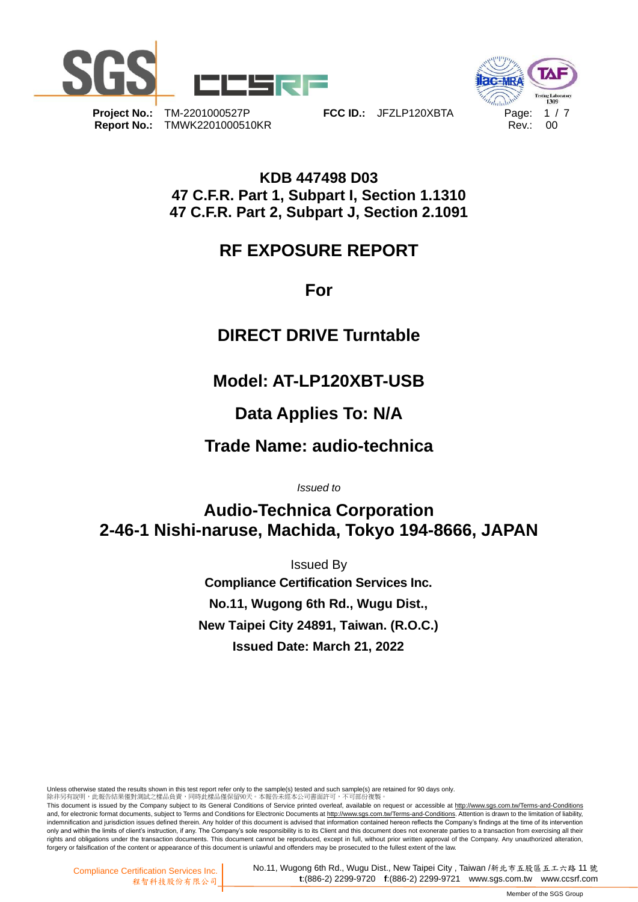**Project No.:** TM-2201000527P **FCC ID.:** JFZLP120XBTA

**Report No.:** TMWK2201000510KR

Rev.: 00

# KDB 447498 D03
# 47 C.F.R. Part 1, Subpart I, Section 1.1310
# 47 C.F.R. Part 2, Subpart J, Section 2.1091

# RF EXPOSURE REPORT

## For

## DIRECT DRIVE Turntable

## Model: AT-LP120XBT-USB

## Data Applies To: N/A

## Trade Name: audio-technica

*Issued to*

## Audio-Technica Corporation
## 2-46-1 Nishi-naruse, Machida, Tokyo 194-8666, JAPAN

Issued By

**Compliance Certification Services Inc.**

**No.11, Wugong 6th Rd., Wugu Dist.,**

**New Taipei City 24891, Taiwan. (R.O.C.)**

**Issued Date: March 21, 2022**

Unless otherwise stated the results shown in this test report refer only to the sample(s) tested and such sample(s) are retained for 90 days only.
除非另有說明，此報告結果僅對測試之樣品負責，同時此樣品僅保留90天。本報告未經本公司書面許可，不可部份複製。
This document is issued by the Company subject to its General Conditions of Service printed overleaf, available on request or accessible at http://www.sgs.com.tw/Terms-and-Conditions and, for electronic format documents, subject to Terms and Conditions for Electronic Documents at http://www.sgs.com.tw/Terms-and-Conditions. Attention is drawn to the limitation of liability, indemnification and jurisdiction issues defined therein. Any holder of this document is advised that information contained hereon reflects the Company's findings at the time of its intervention only and within the limits of client's instruction, if any. The Company's sole responsibility is to its Client and this document does not exonerate parties to a transaction from exercising all their rights and obligations under the transaction documents. This document cannot be reproduced, except in full, without prior written approval of the Company. Any unauthorized alteration, forgery or falsification of the content or appearance of this document is unlawful and offenders may be prosecuted to the fullest extent of the law.

Compliance Certification Services Inc. 程智科技股份有限公司 | No.11, Wugong 6th Rd., Wugu Dist., New Taipei City , Taiwan /新北市五股區五工六路 11 號 t:(886-2) 2299-9720 f:(886-2) 2299-9721 www.sgs.com.tw www.ccsrf.com

Member of the SGS Group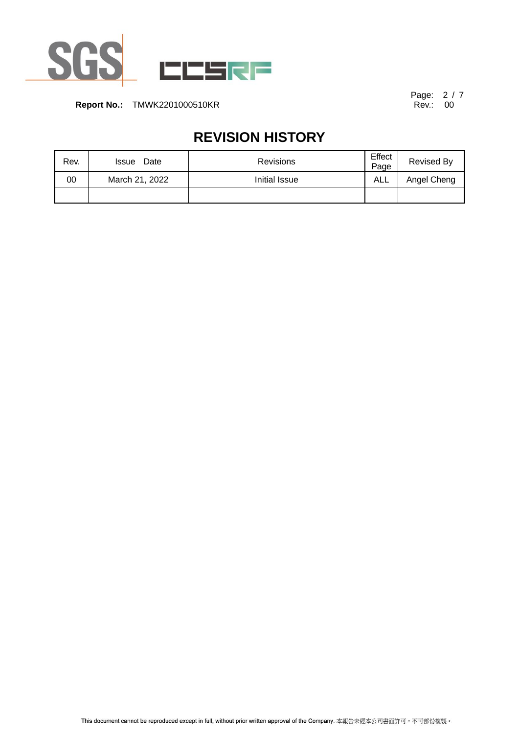# REVISION HISTORY

| Rev. | Issue Date | Revisions | Effect Page | Revised By |
|---|---|---|---|---|
| 00 | March 21, 2022 | Initial Issue | ALL | Angel Cheng |
| | | | | |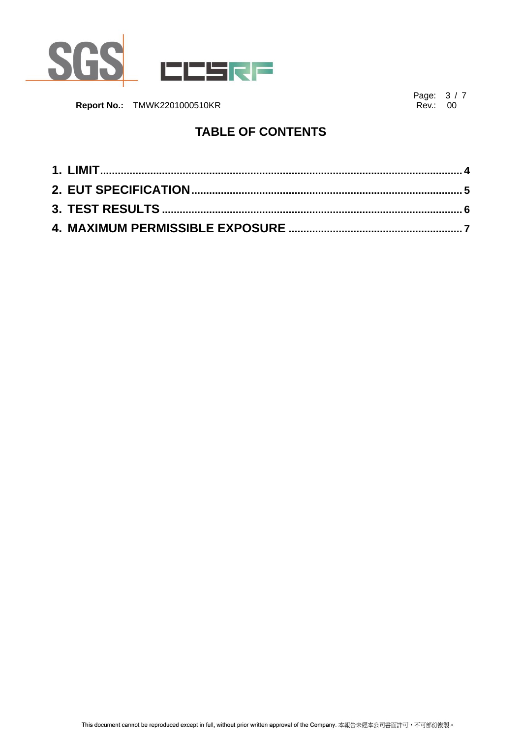# TABLE OF CONTENTS

1. LIMIT........................................................................................................................4
2. EUT SPECIFICATION..........................................................................................5
3. TEST RESULTS ....................................................................................................6
4. MAXIMUM PERMISSIBLE EXPOSURE ..........................................................7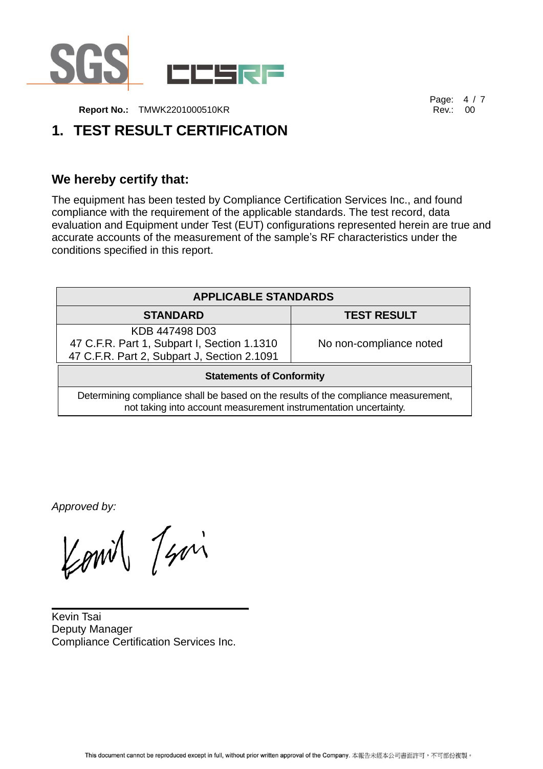# 1. TEST RESULT CERTIFICATION

## We hereby certify that:

The equipment has been tested by Compliance Certification Services Inc., and found compliance with the requirement of the applicable standards. The test record, data evaluation and Equipment under Test (EUT) configurations represented herein are true and accurate accounts of the measurement of the sample's RF characteristics under the conditions specified in this report.

| APPLICABLE STANDARDS | |
|---|---|
| **STANDARD** | **TEST RESULT** |
| KDB 447498 D03<br>47 C.F.R. Part 1, Subpart I, Section 1.1310<br>47 C.F.R. Part 2, Subpart J, Section 2.1091 | No non-compliance noted |

| Statements of Conformity |
|---|
| Determining compliance shall be based on the results of the compliance measurement, not taking into account measurement instrumentation uncertainty. |

*Approved by:*

Kevin Tsai
Deputy Manager
Compliance Certification Services Inc.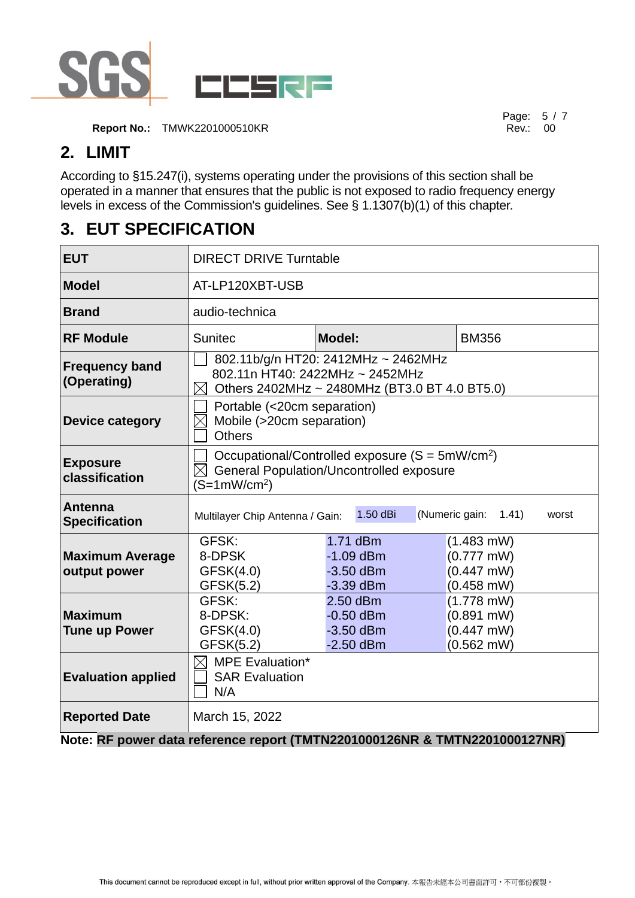**Report No.:** TMWK2201000510KR

## 2. LIMIT

According to §15.247(i), systems operating under the provisions of this section shall be operated in a manner that ensures that the public is not exposed to radio frequency energy levels in excess of the Commission's guidelines. See § 1.1307(b)(1) of this chapter.

## 3. EUT SPECIFICATION

| **EUT** | DIRECT DRIVE Turntable | | |
|---|---|---|---|
| **Model** | AT-LP120XBT-USB | | |
| **Brand** | audio-technica | | |
| **RF Module** | Sunitec | **Model:** | BM356 |
| **Frequency band (Operating)** | ☐ 802.11b/g/n HT20: 2412MHz ~ 2462MHz<br>802.11n HT40: 2422MHz ~ 2452MHz<br>☒ Others 2402MHz ~ 2480MHz (BT3.0 BT 4.0 BT5.0) | | |
| **Device category** | ☐ Portable (<20cm separation)<br>☒ Mobile (>20cm separation)<br>☐ Others | | |
| **Exposure classification** | ☐ Occupational/Controlled exposure ($S = 5mW/cm^2$)<br>☒ General Population/Uncontrolled exposure ($S=1mW/cm^2$) | | |
| **Antenna Specification** | Multilayer Chip Antenna / Gain: 1.50 dBi (Numeric gain: 1.41) worst | | |
| **Maximum Average output power** | GFSK:<br>8-DPSK<br>GFSK(4.0)<br>GFSK(5.2) | 1.71 dBm<br>-1.09 dBm<br>-3.50 dBm<br>-3.39 dBm | (1.483 mW)<br>(0.777 mW)<br>(0.447 mW)<br>(0.458 mW) |
| **Maximum Tune up Power** | GFSK:<br>8-DPSK:<br>GFSK(4.0)<br>GFSK(5.2) | 2.50 dBm<br>-0.50 dBm<br>-3.50 dBm<br>-2.50 dBm | (1.778 mW)<br>(0.891 mW)<br>(0.447 mW)<br>(0.562 mW) |
| **Evaluation applied** | ☒ MPE Evaluation*<br>☐ SAR Evaluation<br>☐ N/A | | |
| **Reported Date** | March 15, 2022 | | |

**Note: RF power data reference report (TMTN2201000126NR & TMTN2201000127NR)**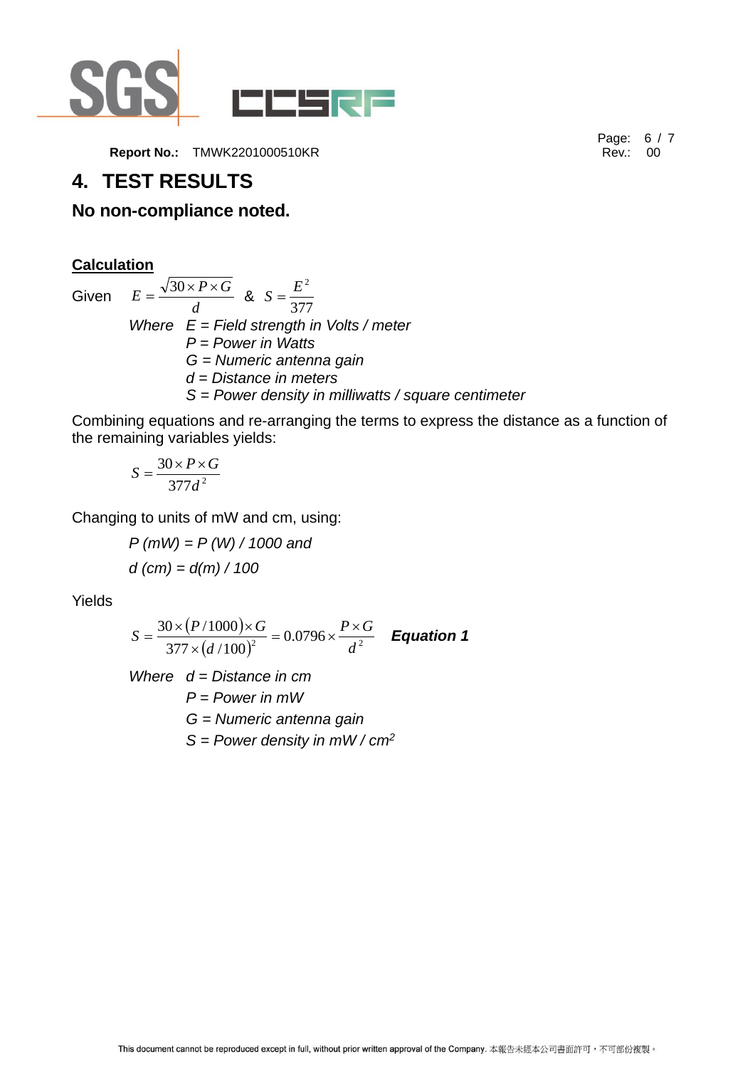# 4. TEST RESULTS

## No non-compliance noted.

**Calculation**

Given $E = \dfrac{\sqrt{30 \times P \times G}}{d}$ & $S = \dfrac{E^2}{377}$

*Where* *E = Field strength in Volts / meter*
*P = Power in Watts*
*G = Numeric antenna gain*
*d = Distance in meters*
*S = Power density in milliwatts / square centimeter*

Combining equations and re-arranging the terms to express the distance as a function of the remaining variables yields:

$$S = \frac{30 \times P \times G}{377 d^2}$$

Changing to units of mW and cm, using:

*P (mW) = P (W) / 1000 and*

*d (cm) = d(m) / 100*

Yields

$$S = \frac{30 \times (P/1000) \times G}{377 \times (d/100)^2} = 0.0796 \times \frac{P \times G}{d^2} \quad \textbf{Equation 1}$$

*Where* *d = Distance in cm*
*P = Power in mW*
*G = Numeric antenna gain*
*S = Power density in mW / cm*$^2$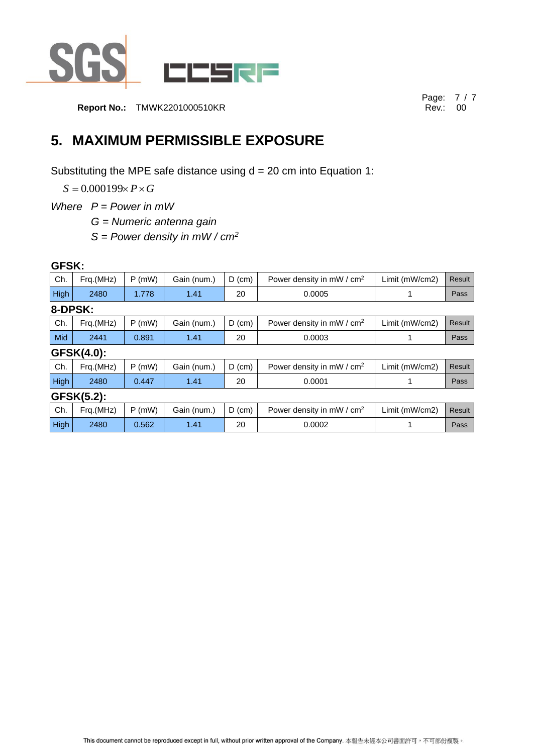Report No.: TMWK2201000510KR

# 5. MAXIMUM PERMISSIBLE EXPOSURE

Substituting the MPE safe distance using d = 20 cm into Equation 1:

$$S = 0.000199 \times P \times G$$

*Where* *P = Power in mW*

*G = Numeric antenna gain*

*S = Power density in mW / cm$^2$*

**GFSK:**

| Ch. | Frq.(MHz) | P (mW) | Gain (num.) | D (cm) | Power density in mW / cm$^2$ | Limit (mW/cm2) | Result |
|---|---|---|---|---|---|---|---|
| High | 2480 | 1.778 | 1.41 | 20 | 0.0005 | 1 | Pass |

**8-DPSK:**

| Ch. | Frq.(MHz) | P (mW) | Gain (num.) | D (cm) | Power density in mW / cm$^2$ | Limit (mW/cm2) | Result |
|---|---|---|---|---|---|---|---|
| Mid | 2441 | 0.891 | 1.41 | 20 | 0.0003 | 1 | Pass |

**GFSK(4.0):**

| Ch. | Frq.(MHz) | P (mW) | Gain (num.) | D (cm) | Power density in mW / cm$^2$ | Limit (mW/cm2) | Result |
|---|---|---|---|---|---|---|---|
| High | 2480 | 0.447 | 1.41 | 20 | 0.0001 | 1 | Pass |

**GFSK(5.2):**

| Ch. | Frq.(MHz) | P (mW) | Gain (num.) | D (cm) | Power density in mW / cm$^2$ | Limit (mW/cm2) | Result |
|---|---|---|---|---|---|---|---|
| High | 2480 | 0.562 | 1.41 | 20 | 0.0002 | 1 | Pass |